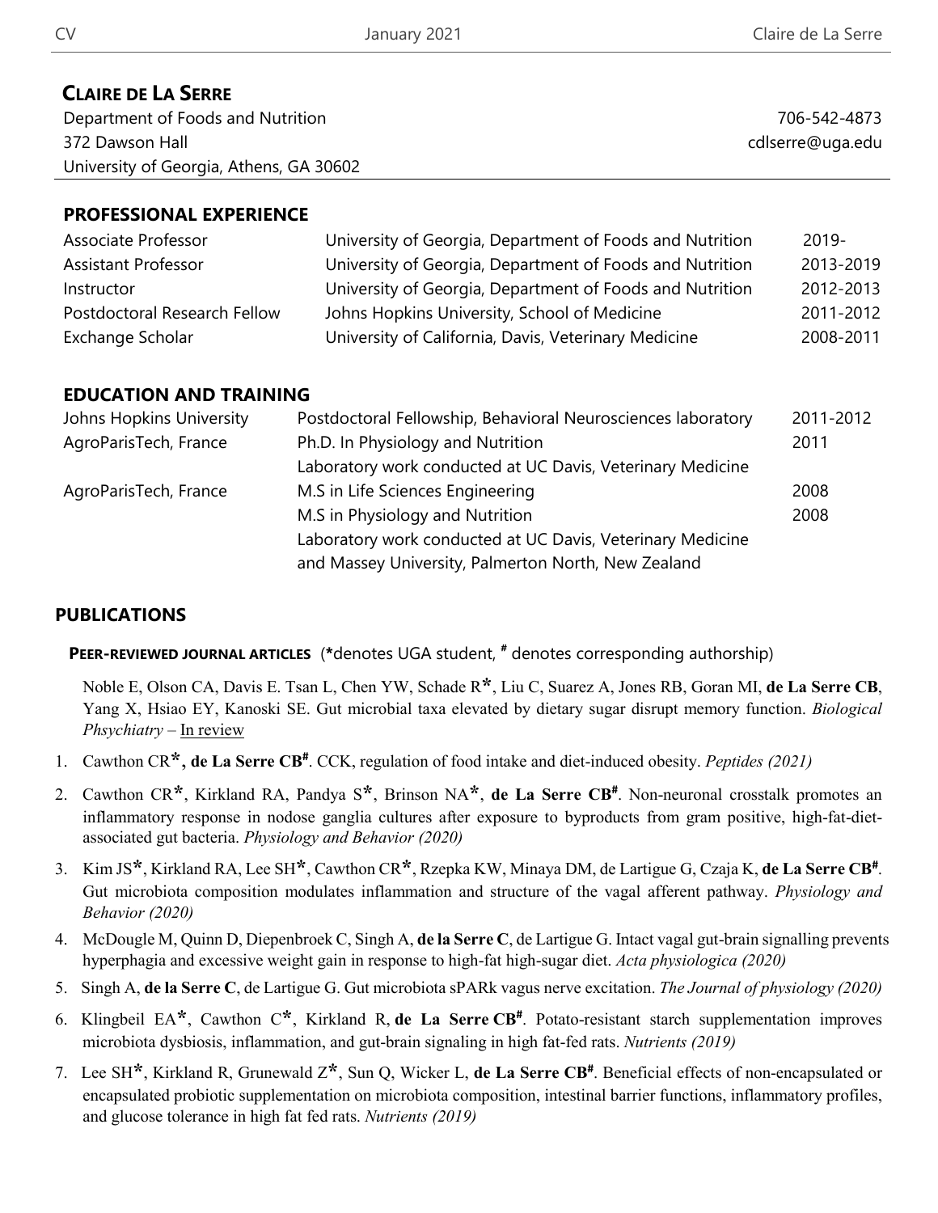# CLAIRE DE LA SERRE

Department of Foods and Nutrition | 706-542-4873
372 Dawson Hall | cdlserre@uga.edu
University of Georgia, Athens, GA 30602

## PROFESSIONAL EXPERIENCE

| Position | Institution | Years |
|---|---|---|
| Associate Professor | University of Georgia, Department of Foods and Nutrition | 2019- |
| Assistant Professor | University of Georgia, Department of Foods and Nutrition | 2013-2019 |
| Instructor | University of Georgia, Department of Foods and Nutrition | 2012-2013 |
| Postdoctoral Research Fellow | Johns Hopkins University, School of Medicine | 2011-2012 |
| Exchange Scholar | University of California, Davis, Veterinary Medicine | 2008-2011 |

## EDUCATION AND TRAINING

| Institution | Degree | Year |
|---|---|---|
| Johns Hopkins University | Postdoctoral Fellowship, Behavioral Neurosciences laboratory | 2011-2012 |
| AgroParisTech, France | Ph.D. In Physiology and Nutrition | 2011 |
| | Laboratory work conducted at UC Davis, Veterinary Medicine | |
| AgroParisTech, France | M.S in Life Sciences Engineering | 2008 |
| | M.S in Physiology and Nutrition | 2008 |
| | Laboratory work conducted at UC Davis, Veterinary Medicine and Massey University, Palmerton North, New Zealand | |

## PUBLICATIONS

### PEER-REVIEWED JOURNAL ARTICLES (*denotes UGA student, # denotes corresponding authorship)

Noble E, Olson CA, Davis E. Tsan L, Chen YW, Schade R*, Liu C, Suarez A, Jones RB, Goran MI, **de La Serre CB**, Yang X, Hsiao EY, Kanoski SE. Gut microbial taxa elevated by dietary sugar disrupt memory function. *Biological Phsychiatry* – In review

1. Cawthon CR*, **de La Serre CB#**. CCK, regulation of food intake and diet-induced obesity. *Peptides (2021)*
2. Cawthon CR*, Kirkland RA, Pandya S*, Brinson NA*, **de La Serre CB#**. Non-neuronal crosstalk promotes an inflammatory response in nodose ganglia cultures after exposure to byproducts from gram positive, high-fat-diet-associated gut bacteria. *Physiology and Behavior (2020)*
3. Kim JS*, Kirkland RA, Lee SH*, Cawthon CR*, Rzepka KW, Minaya DM, de Lartigue G, Czaja K, **de La Serre CB#**. Gut microbiota composition modulates inflammation and structure of the vagal afferent pathway. *Physiology and Behavior (2020)*
4. McDougle M, Quinn D, Diepenbroek C, Singh A, **de la Serre C**, de Lartigue G. Intact vagal gut-brain signalling prevents hyperphagia and excessive weight gain in response to high-fat high-sugar diet. *Acta physiologica (2020)*
5. Singh A, **de la Serre C**, de Lartigue G. Gut microbiota sPARk vagus nerve excitation. *The Journal of physiology (2020)*
6. Klingbeil EA*, Cawthon C*, Kirkland R, **de La Serre CB#**. Potato-resistant starch supplementation improves microbiota dysbiosis, inflammation, and gut-brain signaling in high fat-fed rats. *Nutrients (2019)*
7. Lee SH*, Kirkland R, Grunewald Z*, Sun Q, Wicker L, **de La Serre CB#**. Beneficial effects of non-encapsulated or encapsulated probiotic supplementation on microbiota composition, intestinal barrier functions, inflammatory profiles, and glucose tolerance in high fat fed rats. *Nutrients (2019)*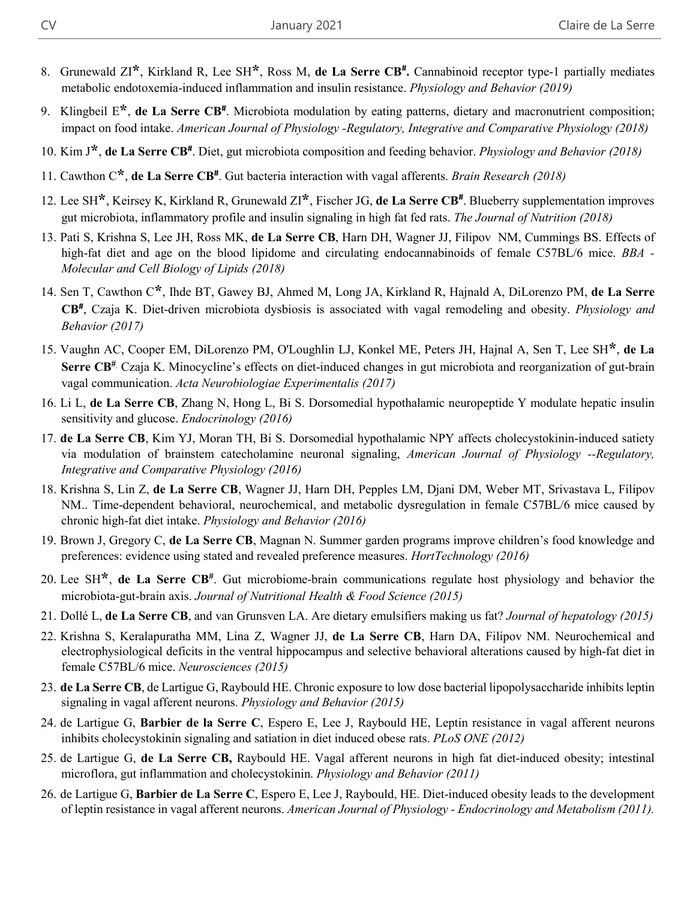8. Grunewald ZI*, Kirkland R, Lee SH*, Ross M, **de La Serre CB#.** Cannabinoid receptor type-1 partially mediates metabolic endotoxemia-induced inflammation and insulin resistance. *Physiology and Behavior (2019)*

9. Klingbeil E*, **de La Serre CB#**. Microbiota modulation by eating patterns, dietary and macronutrient composition; impact on food intake. *American Journal of Physiology -Regulatory, Integrative and Comparative Physiology (2018)*

10. Kim J*, **de La Serre CB#**. Diet, gut microbiota composition and feeding behavior. *Physiology and Behavior (2018)*

11. Cawthon C*, **de La Serre CB#**. Gut bacteria interaction with vagal afferents. *Brain Research (2018)*

12. Lee SH*, Keirsey K, Kirkland R, Grunewald ZI*, Fischer JG, **de La Serre CB#**. Blueberry supplementation improves gut microbiota, inflammatory profile and insulin signaling in high fat fed rats. *The Journal of Nutrition (2018)*

13. Pati S, Krishna S, Lee JH, Ross MK, **de La Serre CB**, Harn DH, Wagner JJ, Filipov NM, Cummings BS. Effects of high-fat diet and age on the blood lipidome and circulating endocannabinoids of female C57BL/6 mice. *BBA - Molecular and Cell Biology of Lipids (2018)*

14. Sen T, Cawthon C*, Ihde BT, Gawey BJ, Ahmed M, Long JA, Kirkland R, Hajnald A, DiLorenzo PM, **de La Serre CB#**, Czaja K. Diet-driven microbiota dysbiosis is associated with vagal remodeling and obesity. *Physiology and Behavior (2017)*

15. Vaughn AC, Cooper EM, DiLorenzo PM, O'Loughlin LJ, Konkel ME, Peters JH, Hajnal A, Sen T, Lee SH*, **de La Serre CB#**, Czaja K. Minocycline's effects on diet-induced changes in gut microbiota and reorganization of gut-brain vagal communication. *Acta Neurobiologiae Experimentalis (2017)*

16. Li L, **de La Serre CB**, Zhang N, Hong L, Bi S. Dorsomedial hypothalamic neuropeptide Y modulate hepatic insulin sensitivity and glucose. *Endocrinology (2016)*

17. **de La Serre CB**, Kim YJ, Moran TH, Bi S. Dorsomedial hypothalamic NPY affects cholecystokinin-induced satiety via modulation of brainstem catecholamine neuronal signaling, *American Journal of Physiology --Regulatory, Integrative and Comparative Physiology (2016)*

18. Krishna S, Lin Z, **de La Serre CB**, Wagner JJ, Harn DH, Pepples LM, Djani DM, Weber MT, Srivastava L, Filipov NM.. Time-dependent behavioral, neurochemical, and metabolic dysregulation in female C57BL/6 mice caused by chronic high-fat diet intake. *Physiology and Behavior (2016)*

19. Brown J, Gregory C, **de La Serre CB**, Magnan N. Summer garden programs improve children's food knowledge and preferences: evidence using stated and revealed preference measures. *HortTechnology (2016)*

20. Lee SH*, **de La Serre CB#**. Gut microbiome-brain communications regulate host physiology and behavior the microbiota-gut-brain axis. *Journal of Nutritional Health & Food Science (2015)*

21. Dollé L, **de La Serre CB**, and van Grunsven LA. Are dietary emulsifiers making us fat? *Journal of hepatology (2015)*

22. Krishna S, Keralapuratha MM, Lina Z, Wagner JJ, **de La Serre CB**, Harn DA, Filipov NM. Neurochemical and electrophysiological deficits in the ventral hippocampus and selective behavioral alterations caused by high-fat diet in female C57BL/6 mice. *Neurosciences (2015)*

23. **de La Serre CB**, de Lartigue G, Raybould HE. Chronic exposure to low dose bacterial lipopolysaccharide inhibits leptin signaling in vagal afferent neurons. *Physiology and Behavior (2015)*

24. de Lartigue G, **Barbier de la Serre C**, Espero E, Lee J, Raybould HE, Leptin resistance in vagal afferent neurons inhibits cholecystokinin signaling and satiation in diet induced obese rats. *PLoS ONE (2012)*

25. de Lartigue G, **de La Serre CB,** Raybould HE. Vagal afferent neurons in high fat diet-induced obesity; intestinal microflora, gut inflammation and cholecystokinin. *Physiology and Behavior (2011)*

26. de Lartigue G, **Barbier de La Serre C**, Espero E, Lee J, Raybould, HE. Diet-induced obesity leads to the development of leptin resistance in vagal afferent neurons. *American Journal of Physiology - Endocrinology and Metabolism (2011).*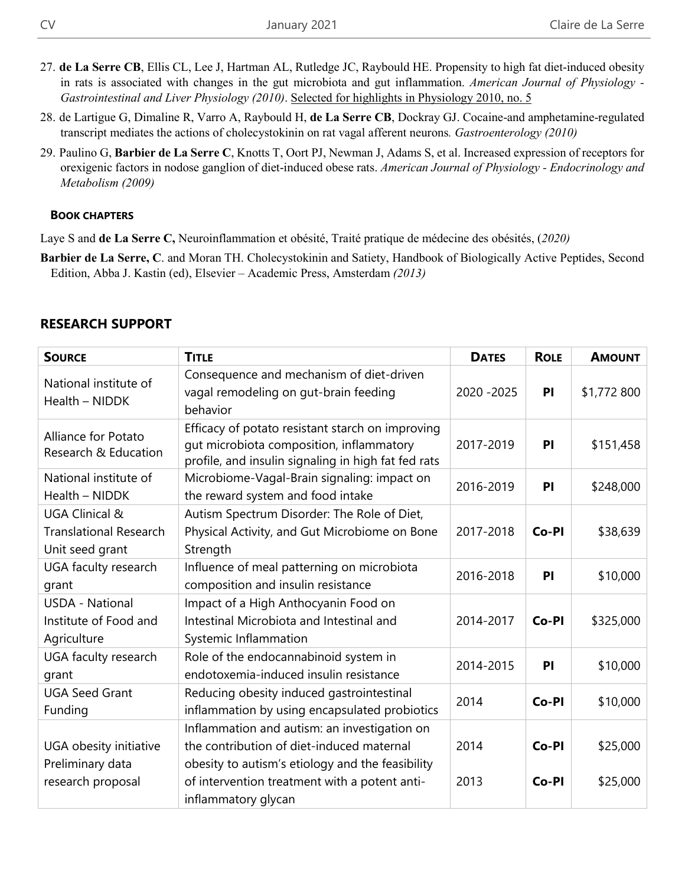27. **de La Serre CB**, Ellis CL, Lee J, Hartman AL, Rutledge JC, Raybould HE. Propensity to high fat diet-induced obesity in rats is associated with changes in the gut microbiota and gut inflammation. *American Journal of Physiology - Gastrointestinal and Liver Physiology (2010)*. Selected for highlights in Physiology 2010, no. 5
28. de Lartigue G, Dimaline R, Varro A, Raybould H, **de La Serre CB**, Dockray GJ. Cocaine-and amphetamine-regulated transcript mediates the actions of cholecystokinin on rat vagal afferent neurons*. Gastroenterology (2010)*
29. Paulino G, **Barbier de La Serre C**, Knotts T, Oort PJ, Newman J, Adams S, et al. Increased expression of receptors for orexigenic factors in nodose ganglion of diet-induced obese rats. *American Journal of Physiology - Endocrinology and Metabolism (2009)*

### BOOK CHAPTERS

Laye S and **de La Serre C,** Neuroinflammation et obésité, Traité pratique de médecine des obésités, (*2020)*

**Barbier de La Serre, C**. and Moran TH. Cholecystokinin and Satiety, Handbook of Biologically Active Peptides, Second Edition, Abba J. Kastin (ed), Elsevier – Academic Press, Amsterdam *(2013)*

## RESEARCH SUPPORT

| SOURCE | TITLE | DATES | ROLE | AMOUNT |
|---|---|---|---|---|
| National institute of Health – NIDDK | Consequence and mechanism of diet-driven vagal remodeling on gut-brain feeding behavior | 2020 -2025 | **PI** | $1,772 800 |
| Alliance for Potato Research & Education | Efficacy of potato resistant starch on improving gut microbiota composition, inflammatory profile, and insulin signaling in high fat fed rats | 2017-2019 | **PI** | $151,458 |
| National institute of Health – NIDDK | Microbiome-Vagal-Brain signaling: impact on the reward system and food intake | 2016-2019 | **PI** | $248,000 |
| UGA Clinical & Translational Research Unit seed grant | Autism Spectrum Disorder: The Role of Diet, Physical Activity, and Gut Microbiome on Bone Strength | 2017-2018 | **Co-PI** | $38,639 |
| UGA faculty research grant | Influence of meal patterning on microbiota composition and insulin resistance | 2016-2018 | **PI** | $10,000 |
| USDA - National Institute of Food and Agriculture | Impact of a High Anthocyanin Food on Intestinal Microbiota and Intestinal and Systemic Inflammation | 2014-2017 | **Co-PI** | $325,000 |
| UGA faculty research grant | Role of the endocannabinoid system in endotoxemia-induced insulin resistance | 2014-2015 | **PI** | $10,000 |
| UGA Seed Grant Funding | Reducing obesity induced gastrointestinal inflammation by using encapsulated probiotics | 2014 | **Co-PI** | $10,000 |
| UGA obesity initiative Preliminary data research proposal | Inflammation and autism: an investigation on the contribution of diet-induced maternal obesity to autism's etiology and the feasibility of intervention treatment with a potent anti-inflammatory glycan | 2014<br>2013 | **Co-PI**<br>**Co-PI** | $25,000<br>$25,000 |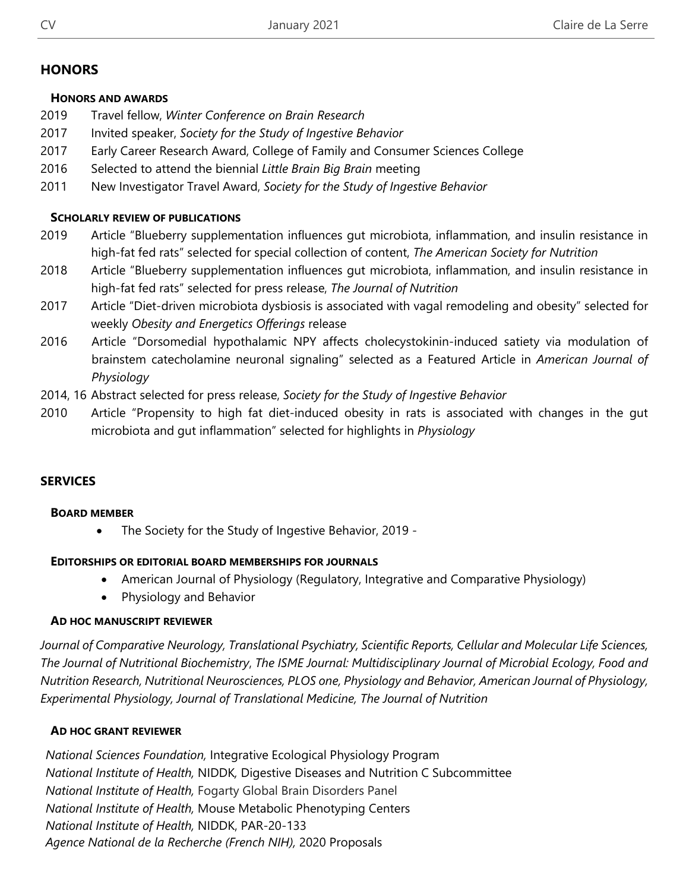## HONORS

### HONORS AND AWARDS

2019 Travel fellow, *Winter Conference on Brain Research*
2017 Invited speaker, *Society for the Study of Ingestive Behavior*
2017 Early Career Research Award, College of Family and Consumer Sciences College
2016 Selected to attend the biennial *Little Brain Big Brain* meeting
2011 New Investigator Travel Award, *Society for the Study of Ingestive Behavior*

### SCHOLARLY REVIEW OF PUBLICATIONS

2019 Article "Blueberry supplementation influences gut microbiota, inflammation, and insulin resistance in high-fat fed rats" selected for special collection of content, *The American Society for Nutrition*
2018 Article "Blueberry supplementation influences gut microbiota, inflammation, and insulin resistance in high-fat fed rats" selected for press release, *The Journal of Nutrition*
2017 Article "Diet-driven microbiota dysbiosis is associated with vagal remodeling and obesity" selected for weekly *Obesity and Energetics Offerings* release
2016 Article "Dorsomedial hypothalamic NPY affects cholecystokinin-induced satiety via modulation of brainstem catecholamine neuronal signaling" selected as a Featured Article in *American Journal of Physiology*
2014, 16 Abstract selected for press release, *Society for the Study of Ingestive Behavior*
2010 Article "Propensity to high fat diet-induced obesity in rats is associated with changes in the gut microbiota and gut inflammation" selected for highlights in *Physiology*

## SERVICES

### BOARD MEMBER

- The Society for the Study of Ingestive Behavior, 2019 -

### EDITORSHIPS OR EDITORIAL BOARD MEMBERSHIPS FOR JOURNALS

- American Journal of Physiology (Regulatory, Integrative and Comparative Physiology)
- Physiology and Behavior

### AD HOC MANUSCRIPT REVIEWER

*Journal of Comparative Neurology, Translational Psychiatry, Scientific Reports, Cellular and Molecular Life Sciences, The Journal of Nutritional Biochemistry, The ISME Journal: Multidisciplinary Journal of Microbial Ecology, Food and Nutrition Research, Nutritional Neurosciences, PLOS one, Physiology and Behavior, American Journal of Physiology, Experimental Physiology, Journal of Translational Medicine, The Journal of Nutrition*

### AD HOC GRANT REVIEWER

*National Sciences Foundation,* Integrative Ecological Physiology Program
*National Institute of Health,* NIDDK*,* Digestive Diseases and Nutrition C Subcommittee
*National Institute of Health,* Fogarty Global Brain Disorders Panel
*National Institute of Health,* Mouse Metabolic Phenotyping Centers
*National Institute of Health,* NIDDK, PAR-20-133
*Agence National de la Recherche (French NIH),* 2020 Proposals